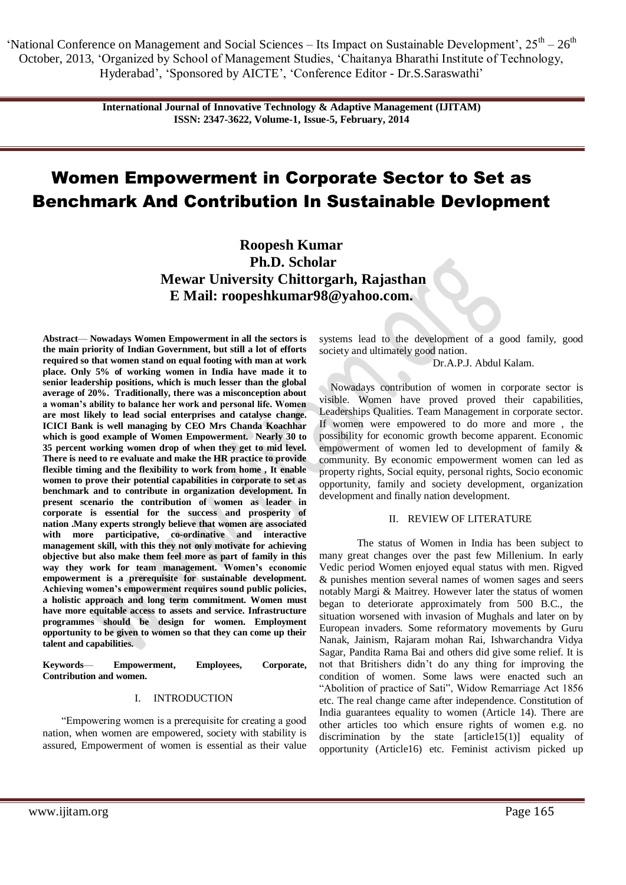# Women Empowerment in Corporate Sector to Set as Benchmark And Contribution In Sustainable Devlopment

**Roopesh Kumar**
**Ph.D. Scholar**
**Mewar University Chittorgarh, Rajasthan**
**E Mail: roopeshkumar98@yahoo.com.**

**Abstract— Nowadays Women Empowerment in all the sectors is the main priority of Indian Government, but still a lot of efforts required so that women stand on equal footing with man at work place. Only 5% of working women in India have made it to senior leadership positions, which is much lesser than the global average of 20%. Traditionally, there was a misconception about a woman's ability to balance her work and personal life. Women are most likely to lead social enterprises and catalyse change. ICICI Bank is well managing by CEO Mrs Chanda Koachhar which is good example of Women Empowerment. Nearly 30 to 35 percent working women drop of when they get to mid level. There is need to re evaluate and make the HR practice to provide flexible timing and the flexibility to work from home , It enable women to prove their potential capabilities in corporate to set as benchmark and to contribute in organization development. In present scenario the contribution of women as leader in corporate is essential for the success and prosperity of nation .Many experts strongly believe that women are associated with more participative, co-ordinative and interactive management skill, with this they not only motivate for achieving objective but also make them feel more as part of family in this way they work for team management. Women's economic empowerment is a prerequisite for sustainable development. Achieving women's empowerment requires sound public policies, a holistic approach and long term commitment. Women must have more equitable access to assets and service. Infrastructure programmes should be design for women. Employment opportunity to be given to women so that they can come up their talent and capabilities.**

**Keywords— Empowerment, Employees, Corporate, Contribution and women.**

## I. INTRODUCTION

"Empowering women is a prerequisite for creating a good nation, when women are empowered, society with stability is assured, Empowerment of women is essential as their value systems lead to the development of a good family, good society and ultimately good nation.

Dr.A.P.J. Abdul Kalam.

Nowadays contribution of women in corporate sector is visible. Women have proved proved their capabilities, Leaderships Qualities. Team Management in corporate sector. If women were empowered to do more and more , the possibility for economic growth become apparent. Economic empowerment of women led to development of family & community. By economic empowerment women can led as property rights, Social equity, personal rights, Socio economic opportunity, family and society development, organization development and finally nation development.

## II. REVIEW OF LITERATURE

The status of Women in India has been subject to many great changes over the past few Millenium. In early Vedic period Women enjoyed equal status with men. Rigved & punishes mention several names of women sages and seers notably Margi & Maitrey. However later the status of women began to deteriorate approximately from 500 B.C., the situation worsened with invasion of Mughals and later on by European invaders. Some reformatory movements by Guru Nanak, Jainism, Rajaram mohan Rai, Ishwarchandra Vidya Sagar, Pandita Rama Bai and others did give some relief. It is not that Britishers didn't do any thing for improving the condition of women. Some laws were enacted such an "Abolition of practice of Sati", Widow Remarriage Act 1856 etc. The real change came after independence. Constitution of India guarantees equality to women (Article 14). There are other articles too which ensure rights of women e.g. no discrimination by the state [article15(1)] equality of opportunity (Article16) etc. Feminist activism picked up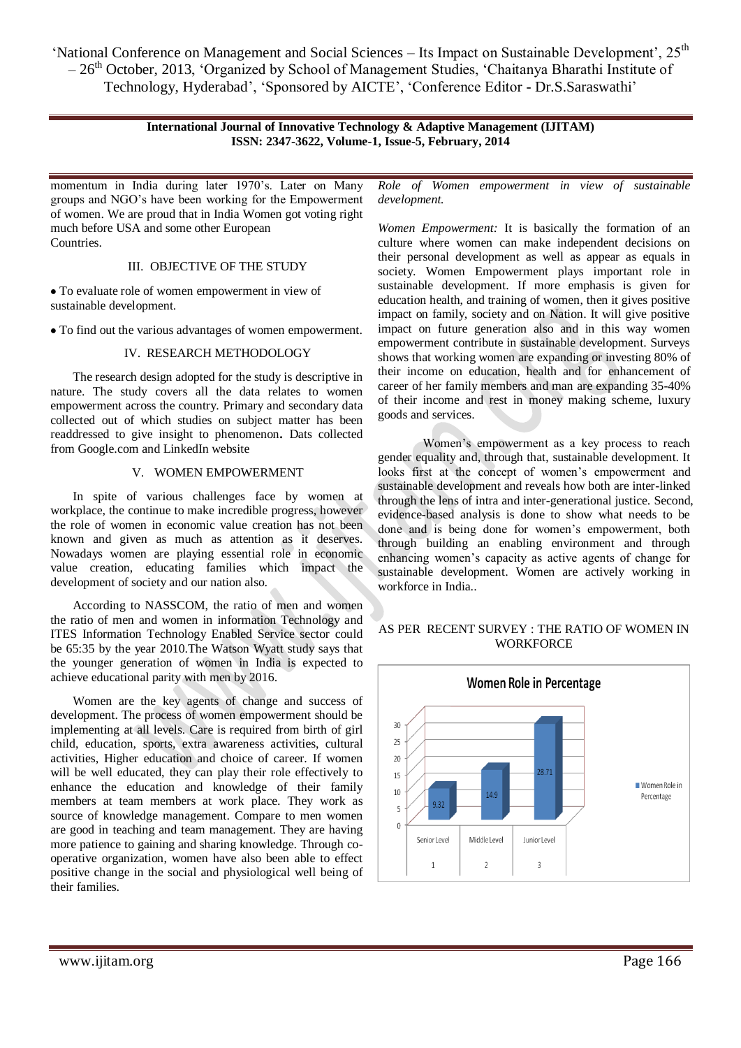momentum in India during later 1970's. Later on Many groups and NGO's have been working for the Empowerment of women. We are proud that in India Women got voting right much before USA and some other European Countries.

## III. OBJECTIVE OF THE STUDY

- To evaluate role of women empowerment in view of sustainable development.
- To find out the various advantages of women empowerment.

## IV. RESEARCH METHODOLOGY

The research design adopted for the study is descriptive in nature. The study covers all the data relates to women empowerment across the country. Primary and secondary data collected out of which studies on subject matter has been readdressed to give insight to phenomenon**.** Dats collected from Google.com and LinkedIn website

## V. WOMEN EMPOWERMENT

In spite of various challenges face by women at workplace, the continue to make incredible progress, however the role of women in economic value creation has not been known and given as much as attention as it deserves. Nowadays women are playing essential role in economic value creation, educating families which impact the development of society and our nation also.

According to NASSCOM, the ratio of men and women the ratio of men and women in information Technology and ITES Information Technology Enabled Service sector could be 65:35 by the year 2010.The Watson Wyatt study says that the younger generation of women in India is expected to achieve educational parity with men by 2016.

Women are the key agents of change and success of development. The process of women empowerment should be implementing at all levels. Care is required from birth of girl child, education, sports, extra awareness activities, cultural activities, Higher education and choice of career. If women will be well educated, they can play their role effectively to enhance the education and knowledge of their family members at team members at work place. They work as source of knowledge management. Compare to men women are good in teaching and team management. They are having more patience to gaining and sharing knowledge. Through co-operative organization, women have also been able to effect positive change in the social and physiological well being of their families.

*Role of Women empowerment in view of sustainable development.*

*Women Empowerment:* It is basically the formation of an culture where women can make independent decisions on their personal development as well as appear as equals in society. Women Empowerment plays important role in sustainable development. If more emphasis is given for education health, and training of women, then it gives positive impact on family, society and on Nation. It will give positive impact on future generation also and in this way women empowerment contribute in sustainable development. Surveys shows that working women are expanding or investing 80% of their income on education, health and for enhancement of career of her family members and man are expanding 35-40% of their income and rest in money making scheme, luxury goods and services.

Women's empowerment as a key process to reach gender equality and, through that, sustainable development. It looks first at the concept of women's empowerment and sustainable development and reveals how both are inter-linked through the lens of intra and inter-generational justice. Second, evidence-based analysis is done to show what needs to be done and is being done for women's empowerment, both through building an enabling environment and through enhancing women's capacity as active agents of change for sustainable development. Women are actively working in workforce in India..

AS PER RECENT SURVEY : THE RATIO OF WOMEN IN WORKFORCE

**Women Role in Percentage**

| | Senior Level | Middle Level | Junior Level |
|---|---|---|---|
| | 1 | 2 | 3 |
| Women Role in Percentage | 9.32 | 14.9 | 28.71 |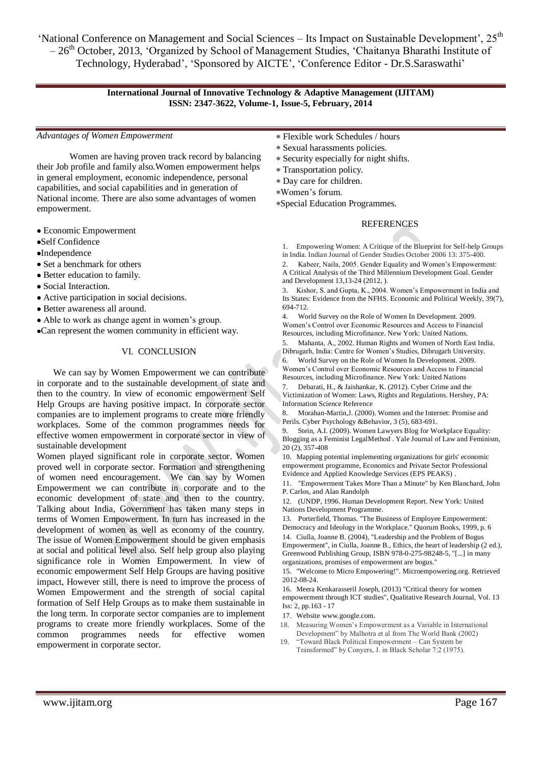*Advantages of Women Empowerment*

Women are having proven track record by balancing their Job profile and family also.Women empowerment helps in general employment, economic independence, personal capabilities, and social capabilities and in generation of National income. There are also some advantages of women empowerment.

- Economic Empowerment
- Self Confidence
- Independence
- Set a benchmark for others
- Better education to family.
- Social Interaction.
- Active participation in social decisions.
- Better awareness all around.
- Able to work as change agent in women's group.
- Can represent the women community in efficient way.

## VI. CONCLUSION

We can say by Women Empowerment we can contribute in corporate and to the sustainable development of state and then to the country. In view of economic empowerment Self Help Groups are having positive impact. In corporate sector companies are to implement programs to create more friendly workplaces. Some of the common programmes needs for effective women empowerment in corporate sector in view of sustainable development

Women played significant role in corporate sector. Women proved well in corporate sector. Formation and strengthening of women need encouragement. We can say by Women Empowerment we can contribute in corporate and to the economic development of state and then to the country. Talking about India, Government has taken many steps in terms of Women Empowerment. In turn has increased in the development of women as well as economy of the country. The issue of Women Empowerment should be given emphasis at social and political level also. Self help group also playing significance role in Women Empowerment. In view of economic empowerment Self Help Groups are having positive impact, However still, there is need to improve the process of Women Empowerment and the strength of social capital formation of Self Help Groups as to make them sustainable in the long term. In corporate sector companies are to implement programs to create more friendly workplaces. Some of the common programmes needs for effective women empowerment in corporate sector.

- Flexible work Schedules / hours
- Sexual harassments policies.
- Security especially for night shifts.
- Transportation policy.
- Day care for children.
- Women's forum.
- Special Education Programmes.

## REFERENCES

1. Empowering Women: A Critique of the Blueprint for Self-help Groups in India. Indian Journal of Gender Studies October 2006 13: 375-400.
2. Kabeer, Naila, 2005. Gender Equality and Women's Empowerment: A Critical Analysis of the Third Millennium Development Goal. Gender and Development 13,13-24 (2012, ).
3. Kishor, S. and Gupta, K., 2004. Women's Empowerment in India and Its States: Evidence from the NFHS. Economic and Political Weekly, 39(7), 694-712.
4. World Survey on the Role of Women In Development. 2009. Women's Control over Economic Resources and Access to Financial Resources, including Microfinance. New York: United Nations.
5. Mahanta, A., 2002. Human Rights and Women of North East India. Dibrugarh, India: Centre for Women's Studies, Dibrugarh University.
6. World Survey on the Role of Women In Development. 2009. Women's Control over Economic Resources and Access to Financial Resources, including Microfinance. New York: United Nations
7. Debarati, H., & Jaishankar, K. (2012). Cyber Crime and the Victimization of Women: Laws, Rights and Regulations. Hershey, PA: Information Science Reference
8. Morahan-Martin,J. (2000). Women and the Internet: Promise and Perils. Cyber Psychology &Behavior, 3 (5), 683-691.
9. Stein, A.I. (2009). Women Lawyers Blog for Workplace Equality: Blogging as a Feminist LegalMethod . Yale Journal of Law and Feminism, 20 (2), 357-408
10. Mapping potential implementing organizations for girls' economic empowerment programme, Economics and Private Sector Professional Evidence and Applied Knowledge Services (EPS PEAKS) .
11. "Empowerment Takes More Than a Minute" by Ken Blanchard, John P. Carlos, and Alan Randolph
12. (UNDP, 1996. Human Development Report. New York: United Nations Development Programme.
13. Porterfield, Thomas. "The Business of Employee Empowerment: Democracy and Ideology in the Workplace." Quorum Books, 1999, p. 6
14. Ciulla, Joanne B. (2004), "Leadership and the Problem of Bogus Empowerment", in Ciulla, Joanne B., Ethics, the heart of leadership (2 ed.), Greenwood Publishing Group, ISBN 978-0-275-98248-5, "[...] in many organizations, promises of empowerment are bogus."
15. "Welcome to Micro Empowering!". Microempowering.org. Retrieved 2012-08-24.
16. Meera Kenkarasseril Joseph, (2013) "Critical theory for women empowerment through ICT studies", Qualitative Research Journal, Vol. 13 Iss: 2, pp.163 - 17
17. Website www.google.com.
18. Measuring Women's Empowerment as a Variable in International Development" by Malhotra et al from The World Bank (2002)
19. "Toward Black Political Empowerment – Can System be Transformed" by Conyers, J. in Black Scholar 7:2 (1975).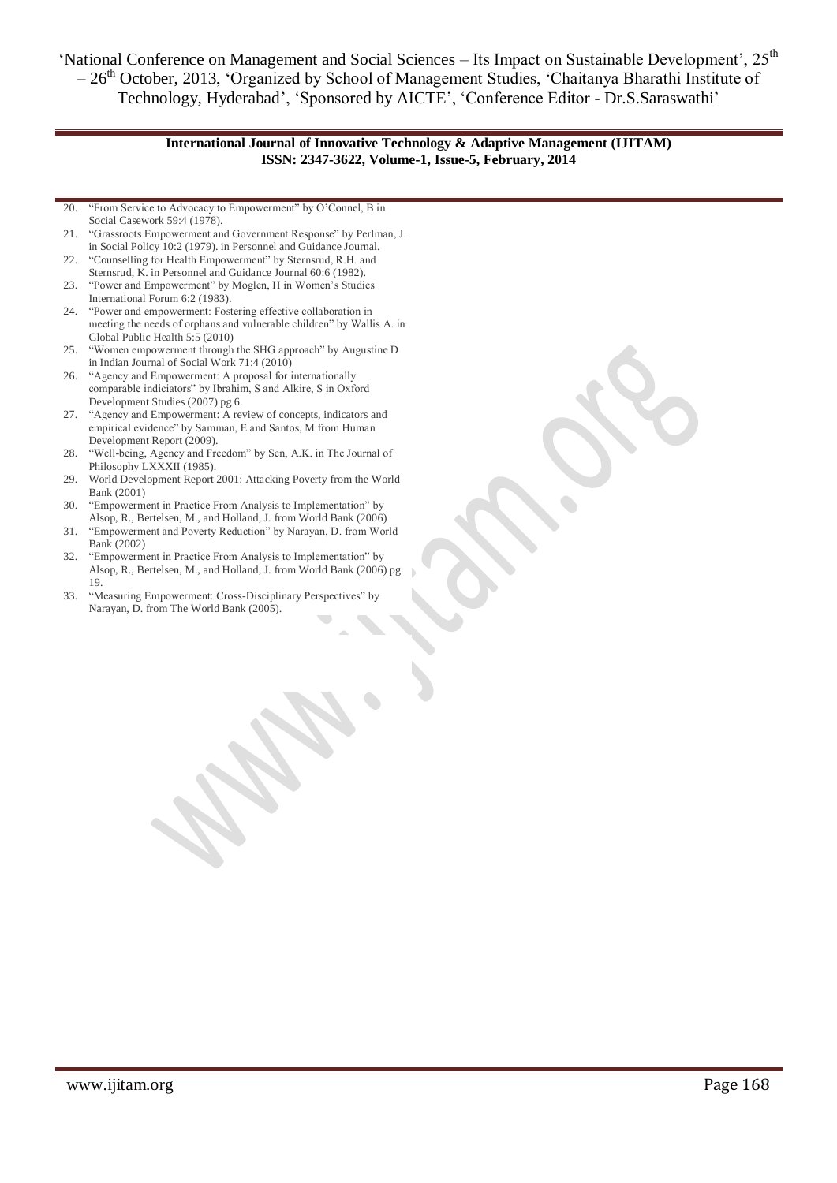20. "From Service to Advocacy to Empowerment" by O'Connel, B in Social Casework 59:4 (1978).
21. "Grassroots Empowerment and Government Response" by Perlman, J. in Social Policy 10:2 (1979). in Personnel and Guidance Journal.
22. "Counselling for Health Empowerment" by Sternsrud, R.H. and Sternsrud, K. in Personnel and Guidance Journal 60:6 (1982).
23. "Power and Empowerment" by Moglen, H in Women's Studies International Forum 6:2 (1983).
24. "Power and empowerment: Fostering effective collaboration in meeting the needs of orphans and vulnerable children" by Wallis A. in Global Public Health 5:5 (2010)
25. "Women empowerment through the SHG approach" by Augustine D in Indian Journal of Social Work 71:4 (2010)
26. "Agency and Empowerment: A proposal for internationally comparable indiciators" by Ibrahim, S and Alkire, S in Oxford Development Studies (2007) pg 6.
27. "Agency and Empowerment: A review of concepts, indicators and empirical evidence" by Samman, E and Santos, M from Human Development Report (2009).
28. "Well-being, Agency and Freedom" by Sen, A.K. in The Journal of Philosophy LXXXII (1985).
29. World Development Report 2001: Attacking Poverty from the World Bank (2001)
30. "Empowerment in Practice From Analysis to Implementation" by Alsop, R., Bertelsen, M., and Holland, J. from World Bank (2006)
31. "Empowerment and Poverty Reduction" by Narayan, D. from World Bank (2002)
32. "Empowerment in Practice From Analysis to Implementation" by Alsop, R., Bertelsen, M., and Holland, J. from World Bank (2006) pg 19.
33. "Measuring Empowerment: Cross-Disciplinary Perspectives" by Narayan, D. from The World Bank (2005).